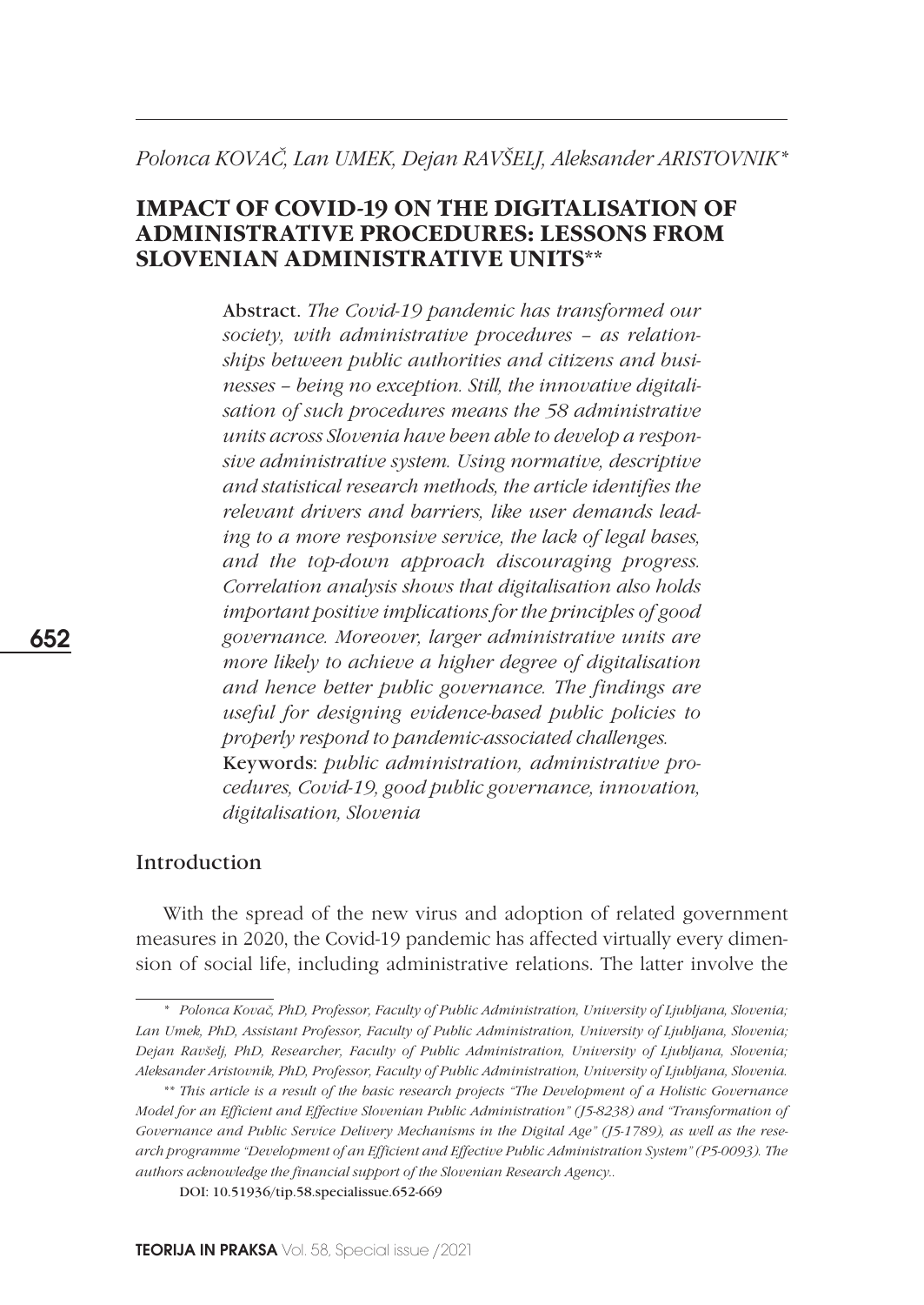*Polonca KOVAČ, Lan UMEK, Dejan RAVŠELJ, Aleksander ARISTOVNIK**

# IMPACT OF COVID-19 ON THE DIGITALISATION OF ADMINISTRATIVE PROCEDURES: LESSONS FROM SLOVENIAN ADMINISTRATIVE UNITS**

**Abstract.** *The Covid-19 pandemic has transformed our society, with administrative procedures – as relationships between public authorities and citizens and businesses – being no exception. Still, the innovative digitalisation of such procedures means the 58 administrative units across Slovenia have been able to develop a responsive administrative system. Using normative, descriptive and statistical research methods, the article identifies the relevant drivers and barriers, like user demands leading to a more responsive service, the lack of legal bases, and the top-down approach discouraging progress. Correlation analysis shows that digitalisation also holds important positive implications for the principles of good governance. Moreover, larger administrative units are more likely to achieve a higher degree of digitalisation and hence better public governance. The findings are useful for designing evidence-based public policies to properly respond to pandemic-associated challenges.*

**Keywords**: *public administration, administrative procedures, Covid-19, good public governance, innovation, digitalisation, Slovenia*

## Introduction

With the spread of the new virus and adoption of related government measures in 2020, the Covid-19 pandemic has affected virtually every dimension of social life, including administrative relations. The latter involve the

---

\* *Polonca Kovač, PhD, Professor, Faculty of Public Administration, University of Ljubljana, Slovenia; Lan Umek, PhD, Assistant Professor, Faculty of Public Administration, University of Ljubljana, Slovenia; Dejan Ravšelj, PhD, Researcher, Faculty of Public Administration, University of Ljubljana, Slovenia; Aleksander Aristovnik, PhD, Professor, Faculty of Public Administration, University of Ljubljana, Slovenia.*

\*\* *This article is a result of the basic research projects "The Development of a Holistic Governance Model for an Efficient and Effective Slovenian Public Administration" (J5-8238) and "Transformation of Governance and Public Service Delivery Mechanisms in the Digital Age" (J5-1789), as well as the research programme "Development of an Efficient and Effective Public Administration System" (P5-0093). The authors acknowledge the financial support of the Slovenian Research Agency..*

DOI: 10.51936/tip.58.specialissue.652-669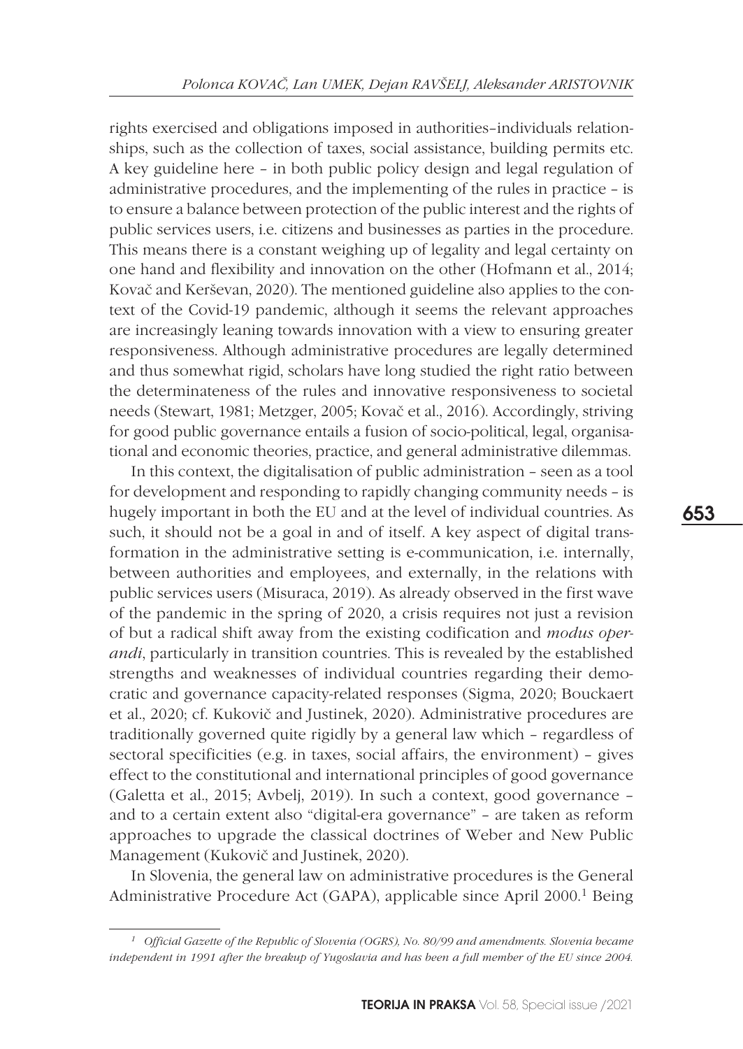rights exercised and obligations imposed in authorities–individuals relationships, such as the collection of taxes, social assistance, building permits etc. A key guideline here – in both public policy design and legal regulation of administrative procedures, and the implementing of the rules in practice – is to ensure a balance between protection of the public interest and the rights of public services users, i.e. citizens and businesses as parties in the procedure. This means there is a constant weighing up of legality and legal certainty on one hand and flexibility and innovation on the other (Hofmann et al., 2014; Kovač and Kerševan, 2020). The mentioned guideline also applies to the context of the Covid-19 pandemic, although it seems the relevant approaches are increasingly leaning towards innovation with a view to ensuring greater responsiveness. Although administrative procedures are legally determined and thus somewhat rigid, scholars have long studied the right ratio between the determinateness of the rules and innovative responsiveness to societal needs (Stewart, 1981; Metzger, 2005; Kovač et al., 2016). Accordingly, striving for good public governance entails a fusion of socio-political, legal, organisational and economic theories, practice, and general administrative dilemmas.

In this context, the digitalisation of public administration – seen as a tool for development and responding to rapidly changing community needs – is hugely important in both the EU and at the level of individual countries. As such, it should not be a goal in and of itself. A key aspect of digital transformation in the administrative setting is e-communication, i.e. internally, between authorities and employees, and externally, in the relations with public services users (Misuraca, 2019). As already observed in the first wave of the pandemic in the spring of 2020, a crisis requires not just a revision of but a radical shift away from the existing codification and *modus operandi*, particularly in transition countries. This is revealed by the established strengths and weaknesses of individual countries regarding their democratic and governance capacity-related responses (Sigma, 2020; Bouckaert et al., 2020; cf. Kukovič and Justinek, 2020). Administrative procedures are traditionally governed quite rigidly by a general law which – regardless of sectoral specificities (e.g. in taxes, social affairs, the environment) – gives effect to the constitutional and international principles of good governance (Galetta et al., 2015; Avbelj, 2019). In such a context, good governance – and to a certain extent also "digital-era governance" – are taken as reform approaches to upgrade the classical doctrines of Weber and New Public Management (Kukovič and Justinek, 2020).

In Slovenia, the general law on administrative procedures is the General Administrative Procedure Act (GAPA), applicable since April 2000.[1] Being

---

[1] *Official Gazette of the Republic of Slovenia (OGRS), No. 80/99 and amendments. Slovenia became independent in 1991 after the breakup of Yugoslavia and has been a full member of the EU since 2004.*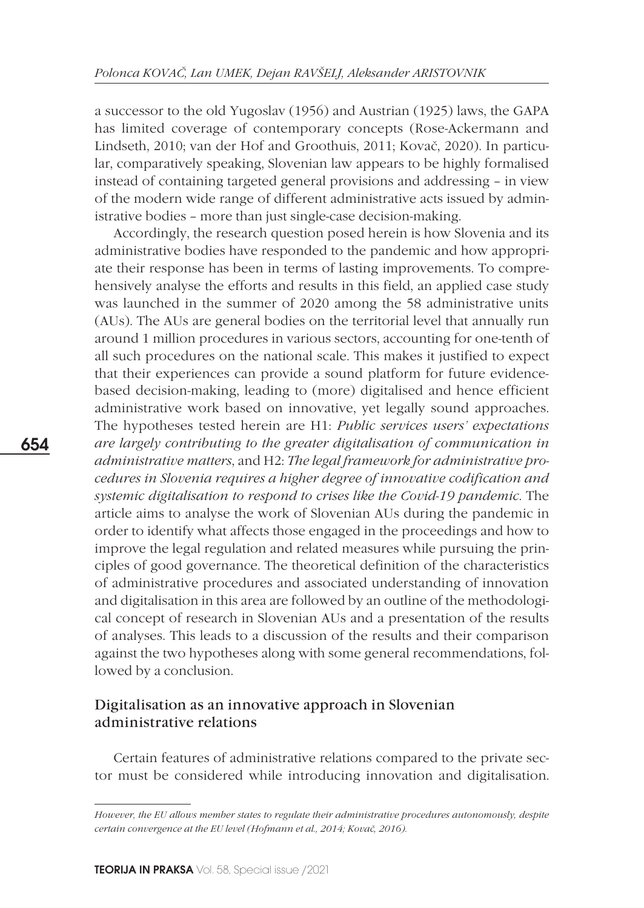a successor to the old Yugoslav (1956) and Austrian (1925) laws, the GAPA has limited coverage of contemporary concepts (Rose-Ackermann and Lindseth, 2010; van der Hof and Groothuis, 2011; Kovač, 2020). In particular, comparatively speaking, Slovenian law appears to be highly formalised instead of containing targeted general provisions and addressing – in view of the modern wide range of different administrative acts issued by administrative bodies – more than just single-case decision-making.

Accordingly, the research question posed herein is how Slovenia and its administrative bodies have responded to the pandemic and how appropriate their response has been in terms of lasting improvements. To comprehensively analyse the efforts and results in this field, an applied case study was launched in the summer of 2020 among the 58 administrative units (AUs). The AUs are general bodies on the territorial level that annually run around 1 million procedures in various sectors, accounting for one-tenth of all such procedures on the national scale. This makes it justified to expect that their experiences can provide a sound platform for future evidence-based decision-making, leading to (more) digitalised and hence efficient administrative work based on innovative, yet legally sound approaches. The hypotheses tested herein are H1: *Public services users' expectations are largely contributing to the greater digitalisation of communication in administrative matters*, and H2: *The legal framework for administrative procedures in Slovenia requires a higher degree of innovative codification and systemic digitalisation to respond to crises like the Covid-19 pandemic*. The article aims to analyse the work of Slovenian AUs during the pandemic in order to identify what affects those engaged in the proceedings and how to improve the legal regulation and related measures while pursuing the principles of good governance. The theoretical definition of the characteristics of administrative procedures and associated understanding of innovation and digitalisation in this area are followed by an outline of the methodological concept of research in Slovenian AUs and a presentation of the results of analyses. This leads to a discussion of the results and their comparison against the two hypotheses along with some general recommendations, followed by a conclusion.

## Digitalisation as an innovative approach in Slovenian administrative relations

Certain features of administrative relations compared to the private sector must be considered while introducing innovation and digitalisation.

---

*However, the EU allows member states to regulate their administrative procedures autonomously, despite certain convergence at the EU level (Hofmann et al., 2014; Kovač, 2016).*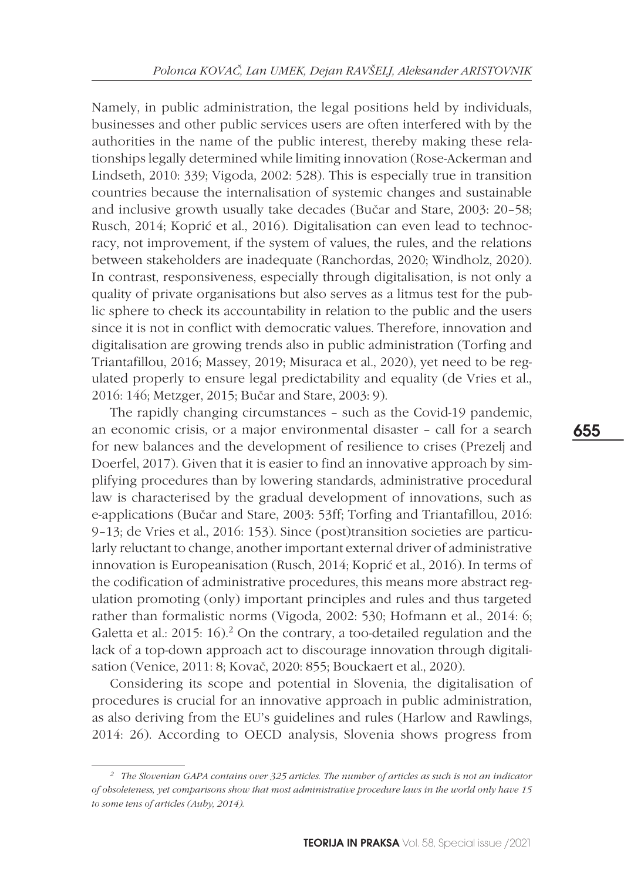Namely, in public administration, the legal positions held by individuals, businesses and other public services users are often interfered with by the authorities in the name of the public interest, thereby making these relationships legally determined while limiting innovation (Rose-Ackerman and Lindseth, 2010: 339; Vigoda, 2002: 528). This is especially true in transition countries because the internalisation of systemic changes and sustainable and inclusive growth usually take decades (Bučar and Stare, 2003: 20–58; Rusch, 2014; Koprić et al., 2016). Digitalisation can even lead to technocracy, not improvement, if the system of values, the rules, and the relations between stakeholders are inadequate (Ranchordas, 2020; Windholz, 2020). In contrast, responsiveness, especially through digitalisation, is not only a quality of private organisations but also serves as a litmus test for the public sphere to check its accountability in relation to the public and the users since it is not in conflict with democratic values. Therefore, innovation and digitalisation are growing trends also in public administration (Torfing and Triantafillou, 2016; Massey, 2019; Misuraca et al., 2020), yet need to be regulated properly to ensure legal predictability and equality (de Vries et al., 2016: 146; Metzger, 2015; Bučar and Stare, 2003: 9).

The rapidly changing circumstances – such as the Covid-19 pandemic, an economic crisis, or a major environmental disaster – call for a search for new balances and the development of resilience to crises (Prezelj and Doerfel, 2017). Given that it is easier to find an innovative approach by simplifying procedures than by lowering standards, administrative procedural law is characterised by the gradual development of innovations, such as e-applications (Bučar and Stare, 2003: 53ff; Torfing and Triantafillou, 2016: 9–13; de Vries et al., 2016: 153). Since (post)transition societies are particularly reluctant to change, another important external driver of administrative innovation is Europeanisation (Rusch, 2014; Koprić et al., 2016). In terms of the codification of administrative procedures, this means more abstract regulation promoting (only) important principles and rules and thus targeted rather than formalistic norms (Vigoda, 2002: 530; Hofmann et al., 2014: 6; Galetta et al.: 2015: 16).[2] On the contrary, a too-detailed regulation and the lack of a top-down approach act to discourage innovation through digitalisation (Venice, 2011: 8; Kovač, 2020: 855; Bouckaert et al., 2020).

Considering its scope and potential in Slovenia, the digitalisation of procedures is crucial for an innovative approach in public administration, as also deriving from the EU's guidelines and rules (Harlow and Rawlings, 2014: 26). According to OECD analysis, Slovenia shows progress from

---

[2] *The Slovenian GAPA contains over 325 articles. The number of articles as such is not an indicator of obsoleteness, yet comparisons show that most administrative procedure laws in the world only have 15 to some tens of articles (Auby, 2014).*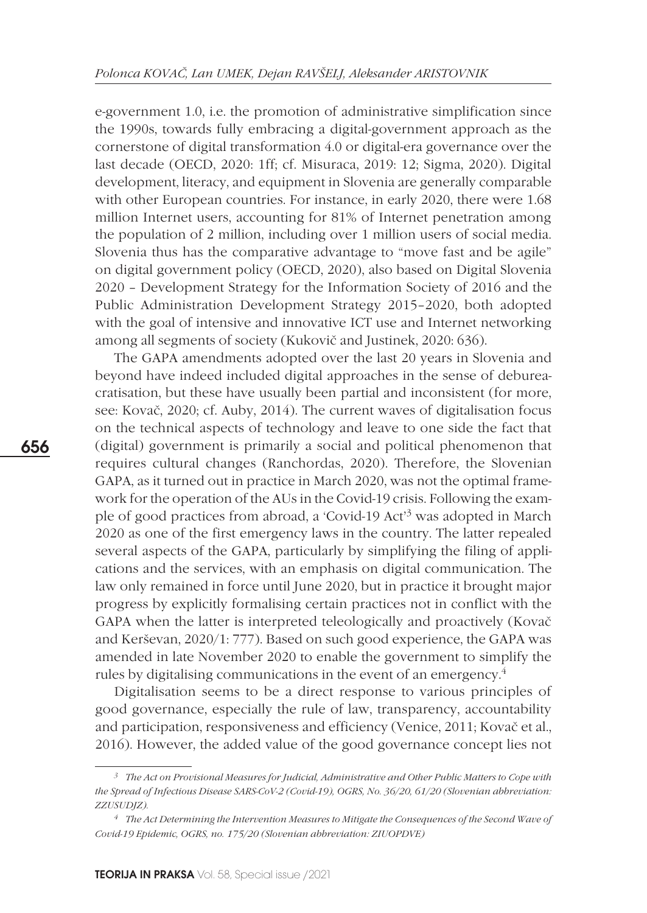e-government 1.0, i.e. the promotion of administrative simplification since the 1990s, towards fully embracing a digital-government approach as the cornerstone of digital transformation 4.0 or digital-era governance over the last decade (OECD, 2020: 1ff; cf. Misuraca, 2019: 12; Sigma, 2020). Digital development, literacy, and equipment in Slovenia are generally comparable with other European countries. For instance, in early 2020, there were 1.68 million Internet users, accounting for 81% of Internet penetration among the population of 2 million, including over 1 million users of social media. Slovenia thus has the comparative advantage to "move fast and be agile" on digital government policy (OECD, 2020), also based on Digital Slovenia 2020 – Development Strategy for the Information Society of 2016 and the Public Administration Development Strategy 2015–2020, both adopted with the goal of intensive and innovative ICT use and Internet networking among all segments of society (Kukovič and Justinek, 2020: 636).

The GAPA amendments adopted over the last 20 years in Slovenia and beyond have indeed included digital approaches in the sense of debureacratisation, but these have usually been partial and inconsistent (for more, see: Kovač, 2020; cf. Auby, 2014). The current waves of digitalisation focus on the technical aspects of technology and leave to one side the fact that (digital) government is primarily a social and political phenomenon that requires cultural changes (Ranchordas, 2020). Therefore, the Slovenian GAPA, as it turned out in practice in March 2020, was not the optimal framework for the operation of the AUs in the Covid-19 crisis. Following the example of good practices from abroad, a 'Covid-19 Act'[3] was adopted in March 2020 as one of the first emergency laws in the country. The latter repealed several aspects of the GAPA, particularly by simplifying the filing of applications and the services, with an emphasis on digital communication. The law only remained in force until June 2020, but in practice it brought major progress by explicitly formalising certain practices not in conflict with the GAPA when the latter is interpreted teleologically and proactively (Kovač and Kerševan, 2020/1: 777). Based on such good experience, the GAPA was amended in late November 2020 to enable the government to simplify the rules by digitalising communications in the event of an emergency.[4]

Digitalisation seems to be a direct response to various principles of good governance, especially the rule of law, transparency, accountability and participation, responsiveness and efficiency (Venice, 2011; Kovač et al., 2016). However, the added value of the good governance concept lies not

---

[3] *The Act on Provisional Measures for Judicial, Administrative and Other Public Matters to Cope with the Spread of Infectious Disease SARS-CoV-2 (Covid-19), OGRS, No. 36/20, 61/20 (Slovenian abbreviation: ZZUSUDJZ).*

[4] *The Act Determining the Intervention Measures to Mitigate the Consequences of the Second Wave of Covid-19 Epidemic, OGRS, no. 175/20 (Slovenian abbreviation: ZIUOPDVE)*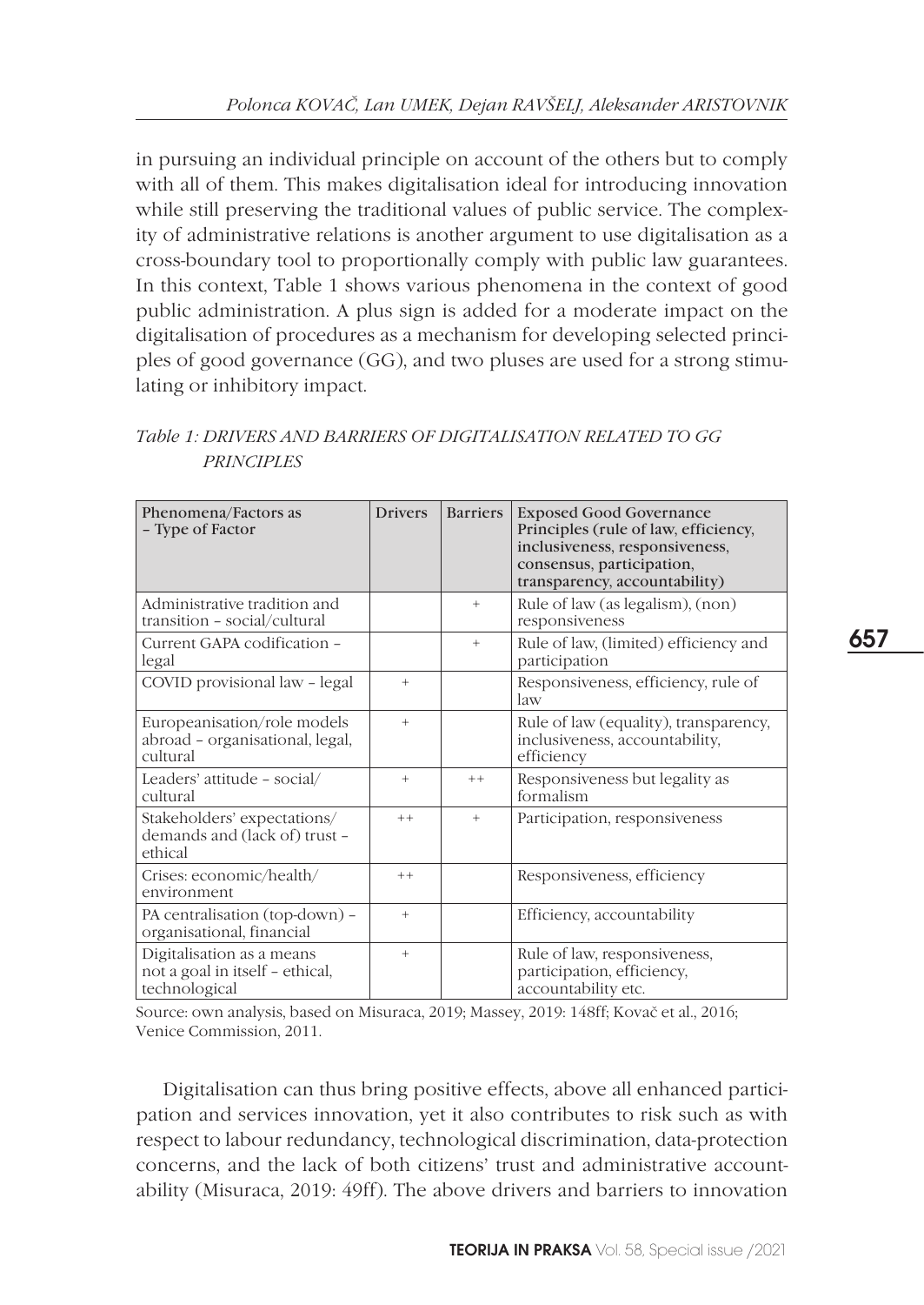in pursuing an individual principle on account of the others but to comply with all of them. This makes digitalisation ideal for introducing innovation while still preserving the traditional values of public service. The complexity of administrative relations is another argument to use digitalisation as a cross-boundary tool to proportionally comply with public law guarantees. In this context, Table 1 shows various phenomena in the context of good public administration. A plus sign is added for a moderate impact on the digitalisation of procedures as a mechanism for developing selected principles of good governance (GG), and two pluses are used for a strong stimulating or inhibitory impact.

*Table 1: DRIVERS AND BARRIERS OF DIGITALISATION RELATED TO GG PRINCIPLES*

| Phenomena/Factors as – Type of Factor | Drivers | Barriers | Exposed Good Governance Principles (rule of law, efficiency, inclusiveness, responsiveness, consensus, participation, transparency, accountability) |
|---|---|---|---|
| Administrative tradition and transition – social/cultural | | + | Rule of law (as legalism), (non) responsiveness |
| Current GAPA codification – legal | | + | Rule of law, (limited) efficiency and participation |
| COVID provisional law – legal | + | | Responsiveness, efficiency, rule of law |
| Europeanisation/role models abroad – organisational, legal, cultural | + | | Rule of law (equality), transparency, inclusiveness, accountability, efficiency |
| Leaders' attitude – social/ cultural | + | ++ | Responsiveness but legality as formalism |
| Stakeholders' expectations/ demands and (lack of) trust – ethical | ++ | + | Participation, responsiveness |
| Crises: economic/health/ environment | ++ | | Responsiveness, efficiency |
| PA centralisation (top-down) – organisational, financial | + | | Efficiency, accountability |
| Digitalisation as a means not a goal in itself – ethical, technological | + | | Rule of law, responsiveness, participation, efficiency, accountability etc. |

Source: own analysis, based on Misuraca, 2019; Massey, 2019: 148ff; Kovač et al., 2016; Venice Commission, 2011.

Digitalisation can thus bring positive effects, above all enhanced participation and services innovation, yet it also contributes to risk such as with respect to labour redundancy, technological discrimination, data-protection concerns, and the lack of both citizens' trust and administrative accountability (Misuraca, 2019: 49ff). The above drivers and barriers to innovation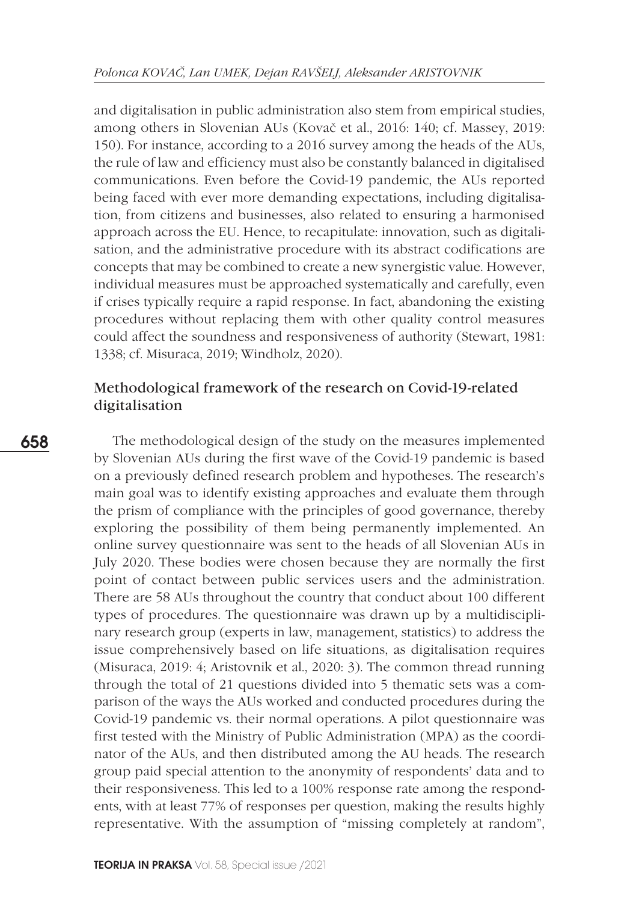and digitalisation in public administration also stem from empirical studies, among others in Slovenian AUs (Kovač et al., 2016: 140; cf. Massey, 2019: 150). For instance, according to a 2016 survey among the heads of the AUs, the rule of law and efficiency must also be constantly balanced in digitalised communications. Even before the Covid-19 pandemic, the AUs reported being faced with ever more demanding expectations, including digitalisation, from citizens and businesses, also related to ensuring a harmonised approach across the EU. Hence, to recapitulate: innovation, such as digitalisation, and the administrative procedure with its abstract codifications are concepts that may be combined to create a new synergistic value. However, individual measures must be approached systematically and carefully, even if crises typically require a rapid response. In fact, abandoning the existing procedures without replacing them with other quality control measures could affect the soundness and responsiveness of authority (Stewart, 1981: 1338; cf. Misuraca, 2019; Windholz, 2020).

## Methodological framework of the research on Covid-19-related digitalisation

The methodological design of the study on the measures implemented by Slovenian AUs during the first wave of the Covid-19 pandemic is based on a previously defined research problem and hypotheses. The research's main goal was to identify existing approaches and evaluate them through the prism of compliance with the principles of good governance, thereby exploring the possibility of them being permanently implemented. An online survey questionnaire was sent to the heads of all Slovenian AUs in July 2020. These bodies were chosen because they are normally the first point of contact between public services users and the administration. There are 58 AUs throughout the country that conduct about 100 different types of procedures. The questionnaire was drawn up by a multidisciplinary research group (experts in law, management, statistics) to address the issue comprehensively based on life situations, as digitalisation requires (Misuraca, 2019: 4; Aristovnik et al., 2020: 3). The common thread running through the total of 21 questions divided into 5 thematic sets was a comparison of the ways the AUs worked and conducted procedures during the Covid-19 pandemic vs. their normal operations. A pilot questionnaire was first tested with the Ministry of Public Administration (MPA) as the coordinator of the AUs, and then distributed among the AU heads. The research group paid special attention to the anonymity of respondents' data and to their responsiveness. This led to a 100% response rate among the respondents, with at least 77% of responses per question, making the results highly representative. With the assumption of "missing completely at random",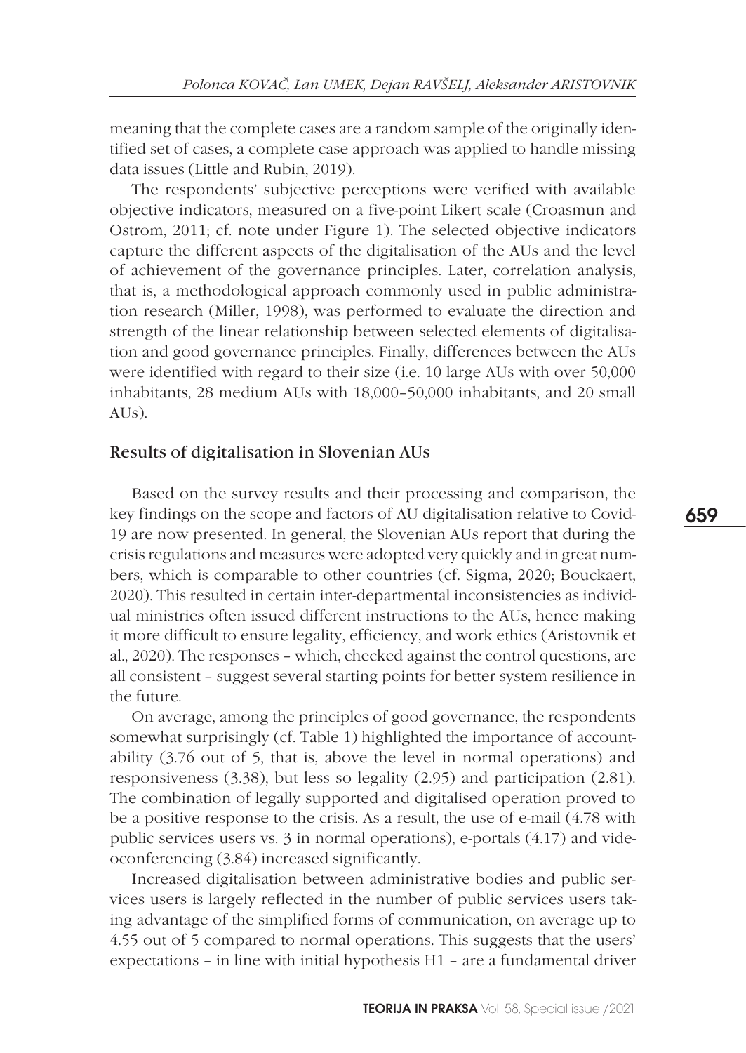meaning that the complete cases are a random sample of the originally identified set of cases, a complete case approach was applied to handle missing data issues (Little and Rubin, 2019).

The respondents' subjective perceptions were verified with available objective indicators, measured on a five-point Likert scale (Croasmun and Ostrom, 2011; cf. note under Figure 1). The selected objective indicators capture the different aspects of the digitalisation of the AUs and the level of achievement of the governance principles. Later, correlation analysis, that is, a methodological approach commonly used in public administration research (Miller, 1998), was performed to evaluate the direction and strength of the linear relationship between selected elements of digitalisation and good governance principles. Finally, differences between the AUs were identified with regard to their size (i.e. 10 large AUs with over 50,000 inhabitants, 28 medium AUs with 18,000–50,000 inhabitants, and 20 small AUs).

## Results of digitalisation in Slovenian AUs

Based on the survey results and their processing and comparison, the key findings on the scope and factors of AU digitalisation relative to Covid-19 are now presented. In general, the Slovenian AUs report that during the crisis regulations and measures were adopted very quickly and in great numbers, which is comparable to other countries (cf. Sigma, 2020; Bouckaert, 2020). This resulted in certain inter-departmental inconsistencies as individual ministries often issued different instructions to the AUs, hence making it more difficult to ensure legality, efficiency, and work ethics (Aristovnik et al., 2020). The responses – which, checked against the control questions, are all consistent – suggest several starting points for better system resilience in the future.

On average, among the principles of good governance, the respondents somewhat surprisingly (cf. Table 1) highlighted the importance of accountability (3.76 out of 5, that is, above the level in normal operations) and responsiveness (3.38), but less so legality (2.95) and participation (2.81). The combination of legally supported and digitalised operation proved to be a positive response to the crisis. As a result, the use of e-mail (4.78 with public services users vs. 3 in normal operations), e-portals (4.17) and videoconferencing (3.84) increased significantly.

Increased digitalisation between administrative bodies and public services users is largely reflected in the number of public services users taking advantage of the simplified forms of communication, on average up to 4.55 out of 5 compared to normal operations. This suggests that the users' expectations – in line with initial hypothesis H1 – are a fundamental driver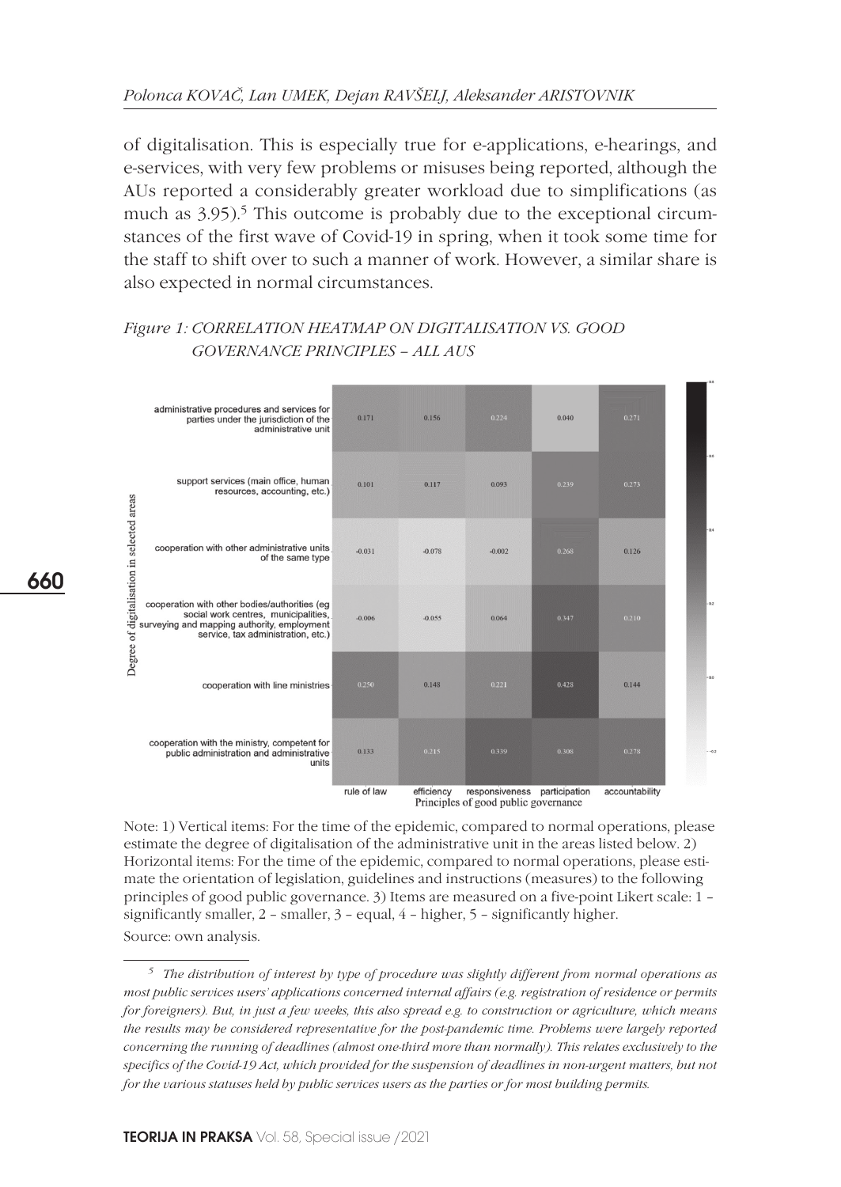of digitalisation. This is especially true for e-applications, e-hearings, and e-services, with very few problems or misuses being reported, although the AUs reported a considerably greater workload due to simplifications (as much as 3.95).[5] This outcome is probably due to the exceptional circumstances of the first wave of Covid-19 in spring, when it took some time for the staff to shift over to such a manner of work. However, a similar share is also expected in normal circumstances.

*Figure 1: CORRELATION HEATMAP ON DIGITALISATION VS. GOOD GOVERNANCE PRINCIPLES – ALL AUS*

| Degree of digitalisation in selected areas | rule of law | efficiency | responsiveness | participation | accountability |
|---|---|---|---|---|---|
| administrative procedures and services for parties under the jurisdiction of the administrative unit | 0.171 | 0.156 | 0.224 | 0.040 | 0.271 |
| support services (main office, human resources, accounting, etc.) | 0.101 | 0.117 | 0.093 | 0.239 | 0.273 |
| cooperation with other administrative units of the same type | -0.031 | -0.078 | -0.002 | 0.268 | 0.126 |
| cooperation with other bodies/authorities (eg social work centres, municipalities, surveying and mapping authority, employment service, tax administration, etc.) | -0.006 | -0.055 | 0.064 | 0.347 | 0.210 |
| cooperation with line ministries | 0.250 | 0.148 | 0.221 | 0.428 | 0.144 |
| cooperation with the ministry, competent for public administration and administrative units | 0.133 | 0.215 | 0.339 | 0.308 | 0.278 |

Principles of good public governance

Note: 1) Vertical items: For the time of the epidemic, compared to normal operations, please estimate the degree of digitalisation of the administrative unit in the areas listed below. 2) Horizontal items: For the time of the epidemic, compared to normal operations, please estimate the orientation of legislation, guidelines and instructions (measures) to the following principles of good public governance. 3) Items are measured on a five-point Likert scale: 1 – significantly smaller, 2 – smaller, 3 – equal, 4 – higher, 5 – significantly higher.

Source: own analysis.

---

[5] *The distribution of interest by type of procedure was slightly different from normal operations as most public services users' applications concerned internal affairs (e.g. registration of residence or permits for foreigners). But, in just a few weeks, this also spread e.g. to construction or agriculture, which means the results may be considered representative for the post-pandemic time. Problems were largely reported concerning the running of deadlines (almost one-third more than normally). This relates exclusively to the specifics of the Covid-19 Act, which provided for the suspension of deadlines in non-urgent matters, but not for the various statuses held by public services users as the parties or for most building permits.*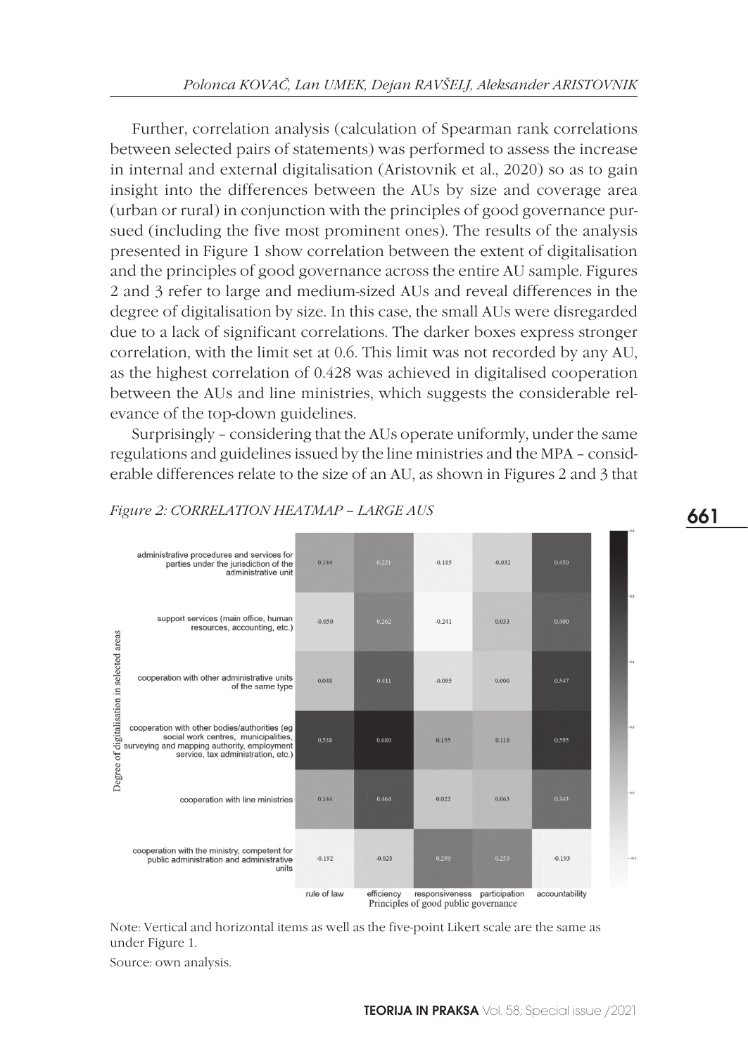Further, correlation analysis (calculation of Spearman rank correlations between selected pairs of statements) was performed to assess the increase in internal and external digitalisation (Aristovnik et al., 2020) so as to gain insight into the differences between the AUs by size and coverage area (urban or rural) in conjunction with the principles of good governance pursued (including the five most prominent ones). The results of the analysis presented in Figure 1 show correlation between the extent of digitalisation and the principles of good governance across the entire AU sample. Figures 2 and 3 refer to large and medium-sized AUs and reveal differences in the degree of digitalisation by size. In this case, the small AUs were disregarded due to a lack of significant correlations. The darker boxes express stronger correlation, with the limit set at 0.6. This limit was not recorded by any AU, as the highest correlation of 0.428 was achieved in digitalised cooperation between the AUs and line ministries, which suggests the considerable relevance of the top-down guidelines.

Surprisingly – considering that the AUs operate uniformly, under the same regulations and guidelines issued by the line ministries and the MPA – considerable differences relate to the size of an AU, as shown in Figures 2 and 3 that

*Figure 2: CORRELATION HEATMAP – LARGE AUS*

| Degree of digitalisation in selected areas | rule of law | efficiency | responsiveness | participation | accountability |
|---|---|---|---|---|---|
| administrative procedures and services for parties under the jurisdiction of the administrative unit | 0.144 | 0.221 | -0.185 | -0.032 | 0.450 |
| support services (main office, human resources, accounting, etc.) | -0.050 | 0.262 | -0.241 | 0.033 | 0.400 |
| cooperation with other administrative units of the same type | 0.048 | 0.411 | -0.095 | 0.000 | 0.547 |
| cooperation with other bodies/authorities (eg social work centres, municipalities, surveying and mapping authority, employment service, tax administration, etc.) | 0.538 | 0.680 | 0.155 | 0.118 | 0.595 |
| cooperation with line ministries | 0.144 | 0.464 | 0.022 | 0.063 | 0.343 |
| cooperation with the ministry, competent for public administration and administrative units | -0.192 | -0.028 | 0.298 | 0.253 | -0.193 |

Principles of good public governance

Note: Vertical and horizontal items as well as the five-point Likert scale are the same as under Figure 1.

Source: own analysis.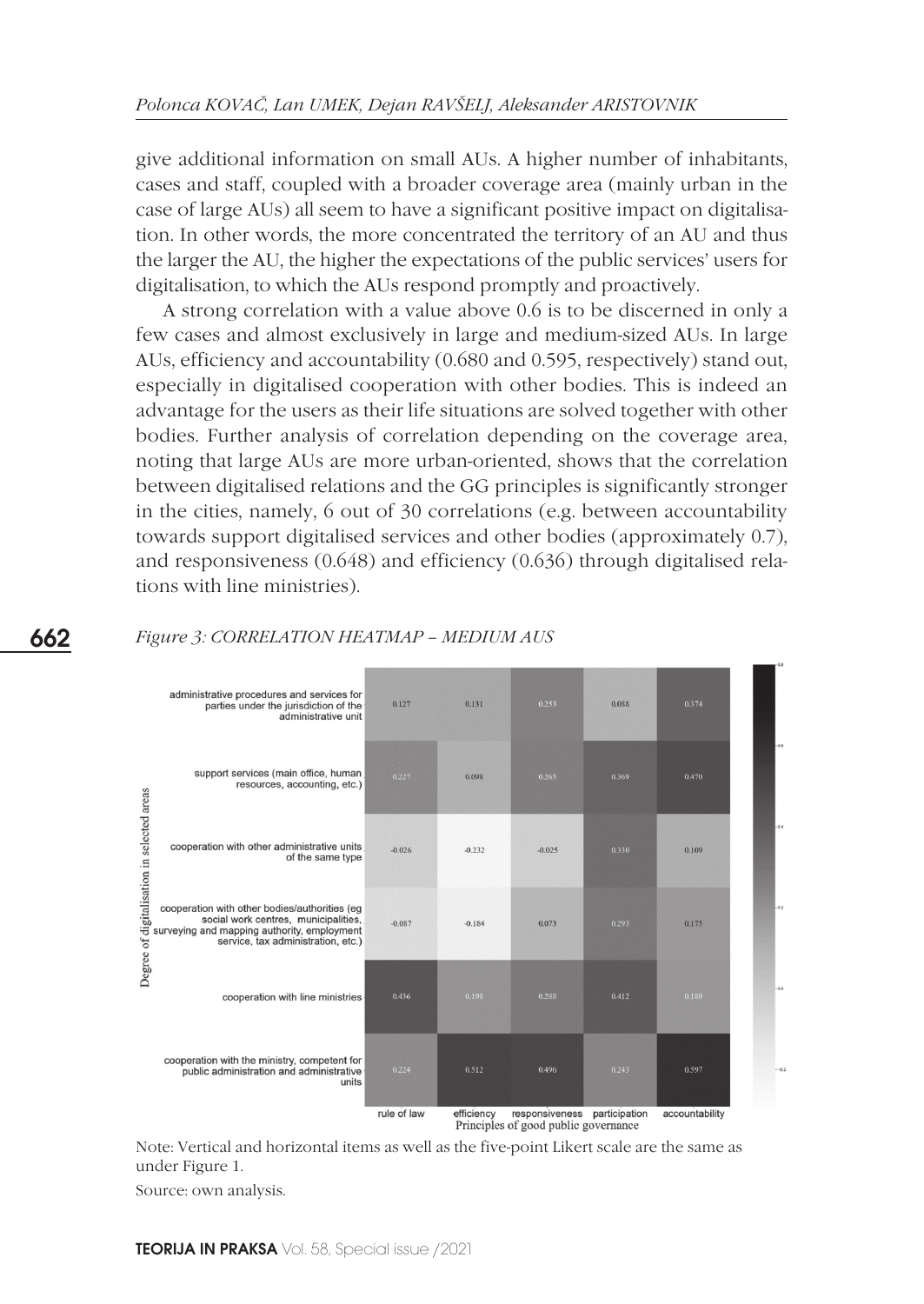give additional information on small AUs. A higher number of inhabitants, cases and staff, coupled with a broader coverage area (mainly urban in the case of large AUs) all seem to have a significant positive impact on digitalisation. In other words, the more concentrated the territory of an AU and thus the larger the AU, the higher the expectations of the public services' users for digitalisation, to which the AUs respond promptly and proactively.

A strong correlation with a value above 0.6 is to be discerned in only a few cases and almost exclusively in large and medium-sized AUs. In large AUs, efficiency and accountability (0.680 and 0.595, respectively) stand out, especially in digitalised cooperation with other bodies. This is indeed an advantage for the users as their life situations are solved together with other bodies. Further analysis of correlation depending on the coverage area, noting that large AUs are more urban-oriented, shows that the correlation between digitalised relations and the GG principles is significantly stronger in the cities, namely, 6 out of 30 correlations (e.g. between accountability towards support digitalised services and other bodies (approximately 0.7), and responsiveness (0.648) and efficiency (0.636) through digitalised relations with line ministries).

*Figure 3: CORRELATION HEATMAP – MEDIUM AUS*

| Degree of digitalisation in selected areas | rule of law | efficiency | responsiveness | participation | accountability |
|---|---|---|---|---|---|
| administrative procedures and services for parties under the jurisdiction of the administrative unit | 0.127 | 0.131 | 0.253 | 0.088 | 0.374 |
| support services (main office, human resources, accounting, etc.) | 0.227 | 0.098 | 0.265 | 0.369 | 0.470 |
| cooperation with other administrative units of the same type | -0.026 | -0.232 | -0.025 | 0.330 | 0.109 |
| cooperation with other bodies/authorities (eg social work centres, municipalities, surveying and mapping authority, employment service, tax administration, etc.) | -0.087 | -0.184 | 0.073 | 0.293 | 0.175 |
| cooperation with line ministries | 0.436 | 0.198 | 0.288 | 0.412 | 0.189 |
| cooperation with the ministry, competent for public administration and administrative units | 0.224 | 0.512 | 0.496 | 0.243 | 0.597 |

Principles of good public governance

Note: Vertical and horizontal items as well as the five-point Likert scale are the same as under Figure 1.

Source: own analysis.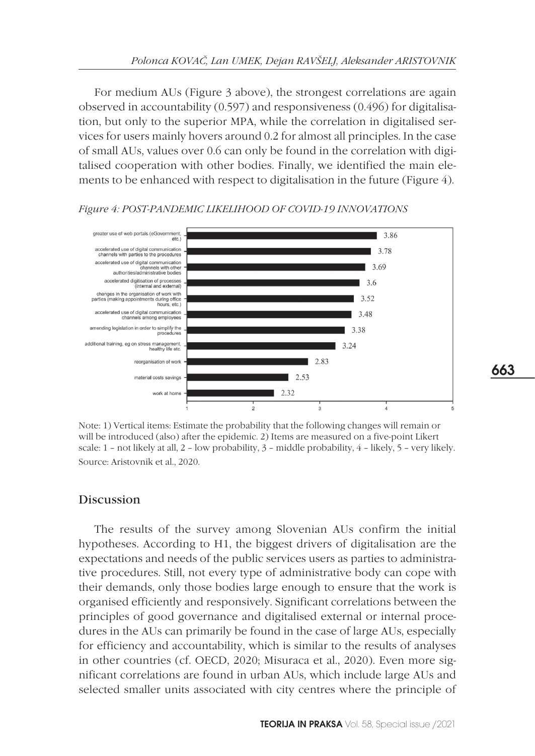For medium AUs (Figure 3 above), the strongest correlations are again observed in accountability (0.597) and responsiveness (0.496) for digitalisation, but only to the superior MPA, while the correlation in digitalised services for users mainly hovers around 0.2 for almost all principles. In the case of small AUs, values over 0.6 can only be found in the correlation with digitalised cooperation with other bodies. Finally, we identified the main elements to be enhanced with respect to digitalisation in the future (Figure 4).

*Figure 4: POST-PANDEMIC LIKELIHOOD OF COVID-19 INNOVATIONS*

| Item | Value |
|---|---|
| greater use of web portals (eGovernment, etc.) | 3.86 |
| accelerated use of digital communication channels with parties to the procedures | 3.78 |
| accelerated use of digital communication channels with other authorities/administrative bodies | 3.69 |
| accelerated digitisation of processes (internal and external) | 3.6 |
| changes in the organisation of work with parties (making appointments during office hours, etc.) | 3.52 |
| accelerated use of digital communication channels among employees | 3.48 |
| amending legislation in order to simplify the procedures | 3.38 |
| additional training, eg on stress management, healthy life etc. | 3.24 |
| reorganisation of work | 2.83 |
| material costs savings | 2.53 |
| work at home | 2.32 |

Note: 1) Vertical items: Estimate the probability that the following changes will remain or will be introduced (also) after the epidemic. 2) Items are measured on a five-point Likert scale: 1 – not likely at all, 2 – low probability, 3 – middle probability, 4 – likely, 5 – very likely.
Source: Aristovnik et al., 2020.

## Discussion

The results of the survey among Slovenian AUs confirm the initial hypotheses. According to H1, the biggest drivers of digitalisation are the expectations and needs of the public services users as parties to administrative procedures. Still, not every type of administrative body can cope with their demands, only those bodies large enough to ensure that the work is organised efficiently and responsively. Significant correlations between the principles of good governance and digitalised external or internal procedures in the AUs can primarily be found in the case of large AUs, especially for efficiency and accountability, which is similar to the results of analyses in other countries (cf. OECD, 2020; Misuraca et al., 2020). Even more significant correlations are found in urban AUs, which include large AUs and selected smaller units associated with city centres where the principle of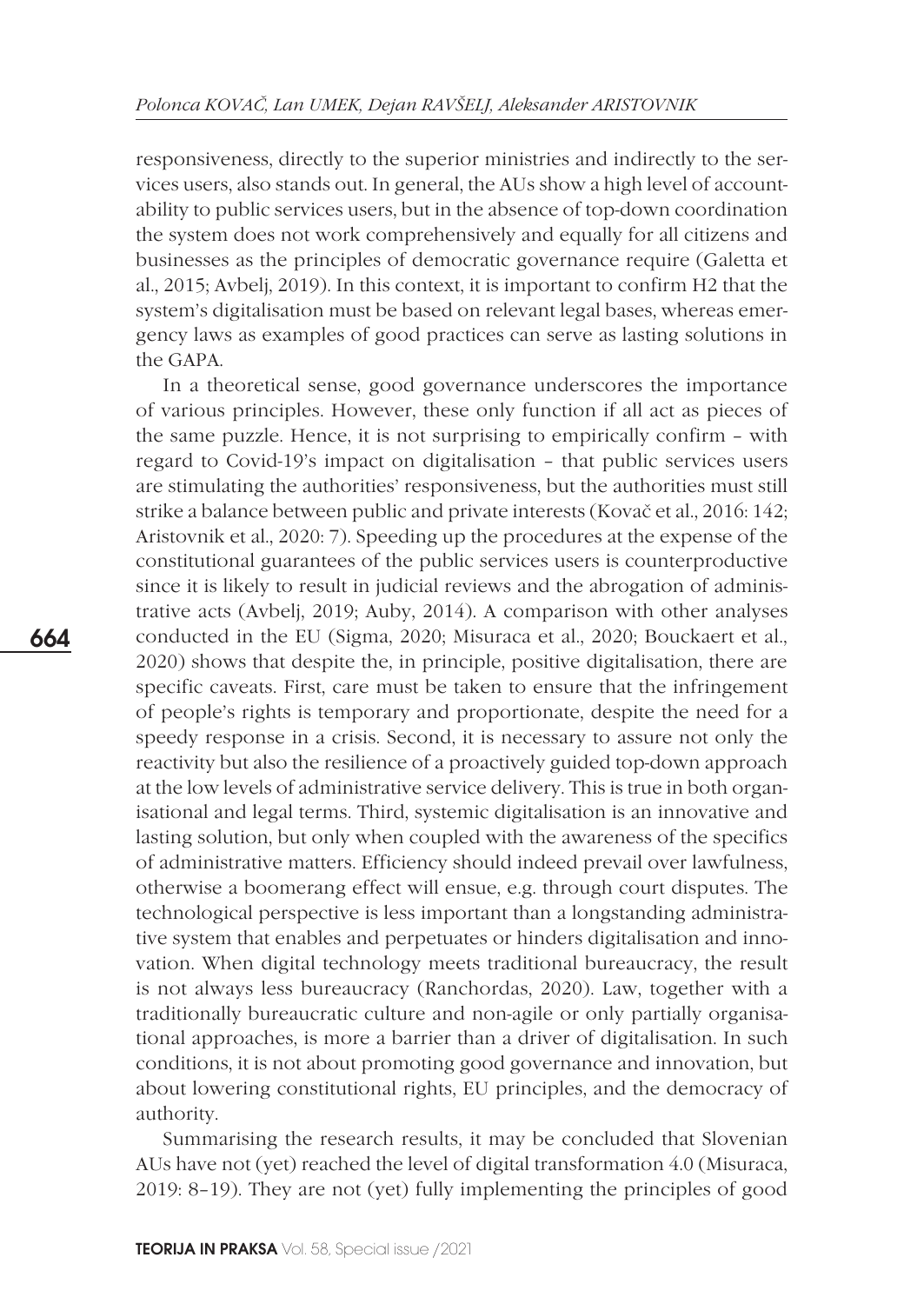responsiveness, directly to the superior ministries and indirectly to the services users, also stands out. In general, the AUs show a high level of accountability to public services users, but in the absence of top-down coordination the system does not work comprehensively and equally for all citizens and businesses as the principles of democratic governance require (Galetta et al., 2015; Avbelj, 2019). In this context, it is important to confirm H2 that the system's digitalisation must be based on relevant legal bases, whereas emergency laws as examples of good practices can serve as lasting solutions in the GAPA.

In a theoretical sense, good governance underscores the importance of various principles. However, these only function if all act as pieces of the same puzzle. Hence, it is not surprising to empirically confirm – with regard to Covid-19's impact on digitalisation – that public services users are stimulating the authorities' responsiveness, but the authorities must still strike a balance between public and private interests (Kovač et al., 2016: 142; Aristovnik et al., 2020: 7). Speeding up the procedures at the expense of the constitutional guarantees of the public services users is counterproductive since it is likely to result in judicial reviews and the abrogation of administrative acts (Avbelj, 2019; Auby, 2014). A comparison with other analyses conducted in the EU (Sigma, 2020; Misuraca et al., 2020; Bouckaert et al., 2020) shows that despite the, in principle, positive digitalisation, there are specific caveats. First, care must be taken to ensure that the infringement of people's rights is temporary and proportionate, despite the need for a speedy response in a crisis. Second, it is necessary to assure not only the reactivity but also the resilience of a proactively guided top-down approach at the low levels of administrative service delivery. This is true in both organisational and legal terms. Third, systemic digitalisation is an innovative and lasting solution, but only when coupled with the awareness of the specifics of administrative matters. Efficiency should indeed prevail over lawfulness, otherwise a boomerang effect will ensue, e.g. through court disputes. The technological perspective is less important than a longstanding administrative system that enables and perpetuates or hinders digitalisation and innovation. When digital technology meets traditional bureaucracy, the result is not always less bureaucracy (Ranchordas, 2020). Law, together with a traditionally bureaucratic culture and non-agile or only partially organisational approaches, is more a barrier than a driver of digitalisation. In such conditions, it is not about promoting good governance and innovation, but about lowering constitutional rights, EU principles, and the democracy of authority.

Summarising the research results, it may be concluded that Slovenian AUs have not (yet) reached the level of digital transformation 4.0 (Misuraca, 2019: 8–19). They are not (yet) fully implementing the principles of good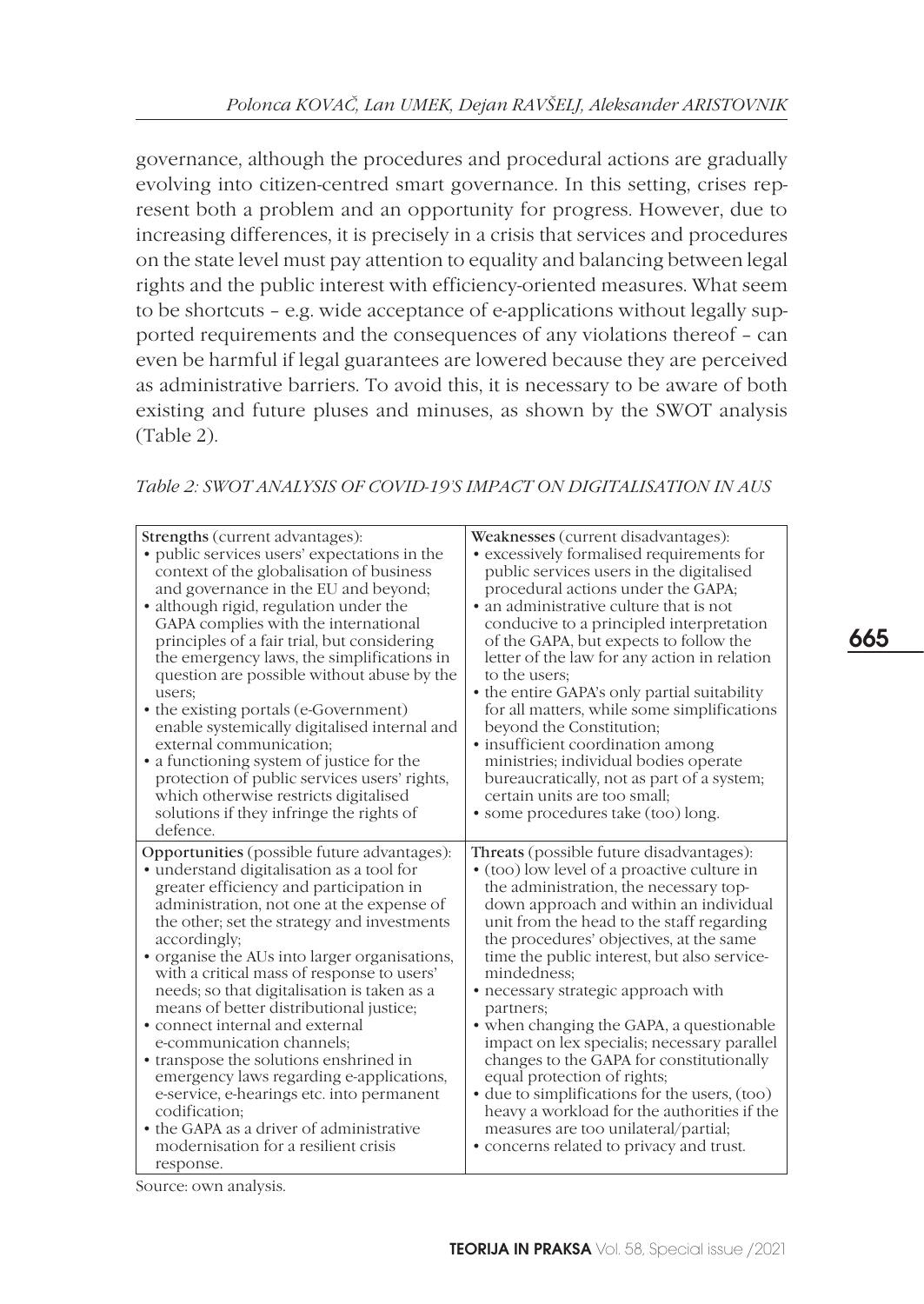governance, although the procedures and procedural actions are gradually evolving into citizen-centred smart governance. In this setting, crises represent both a problem and an opportunity for progress. However, due to increasing differences, it is precisely in a crisis that services and procedures on the state level must pay attention to equality and balancing between legal rights and the public interest with efficiency-oriented measures. What seem to be shortcuts – e.g. wide acceptance of e-applications without legally supported requirements and the consequences of any violations thereof – can even be harmful if legal guarantees are lowered because they are perceived as administrative barriers. To avoid this, it is necessary to be aware of both existing and future pluses and minuses, as shown by the SWOT analysis (Table 2).

*Table 2: SWOT ANALYSIS OF COVID-19'S IMPACT ON DIGITALISATION IN AUS*

| Strengths (current advantages): | Weaknesses (current disadvantages): |
|---|---|
| • public services users' expectations in the context of the globalisation of business and governance in the EU and beyond;<br>• although rigid, regulation under the GAPA complies with the international principles of a fair trial, but considering the emergency laws, the simplifications in question are possible without abuse by the users;<br>• the existing portals (e-Government) enable systemically digitalised internal and external communication;<br>• a functioning system of justice for the protection of public services users' rights, which otherwise restricts digitalised solutions if they infringe the rights of defence. | • excessively formalised requirements for public services users in the digitalised procedural actions under the GAPA;<br>• an administrative culture that is not conducive to a principled interpretation of the GAPA, but expects to follow the letter of the law for any action in relation to the users;<br>• the entire GAPA's only partial suitability for all matters, while some simplifications beyond the Constitution;<br>• insufficient coordination among ministries; individual bodies operate bureaucratically, not as part of a system; certain units are too small;<br>• some procedures take (too) long. |
| **Opportunities (possible future advantages):** | **Threats (possible future disadvantages):** |
| • understand digitalisation as a tool for greater efficiency and participation in administration, not one at the expense of the other; set the strategy and investments accordingly;<br>• organise the AUs into larger organisations, with a critical mass of response to users' needs; so that digitalisation is taken as a means of better distributional justice;<br>• connect internal and external e-communication channels;<br>• transpose the solutions enshrined in emergency laws regarding e-applications, e-service, e-hearings etc. into permanent codification;<br>• the GAPA as a driver of administrative modernisation for a resilient crisis response. | • (too) low level of a proactive culture in the administration, the necessary top-down approach and within an individual unit from the head to the staff regarding the procedures' objectives, at the same time the public interest, but also service-mindedness;<br>• necessary strategic approach with partners;<br>• when changing the GAPA, a questionable impact on lex specialis; necessary parallel changes to the GAPA for constitutionally equal protection of rights;<br>• due to simplifications for the users, (too) heavy a workload for the authorities if the measures are too unilateral/partial;<br>• concerns related to privacy and trust. |

Source: own analysis.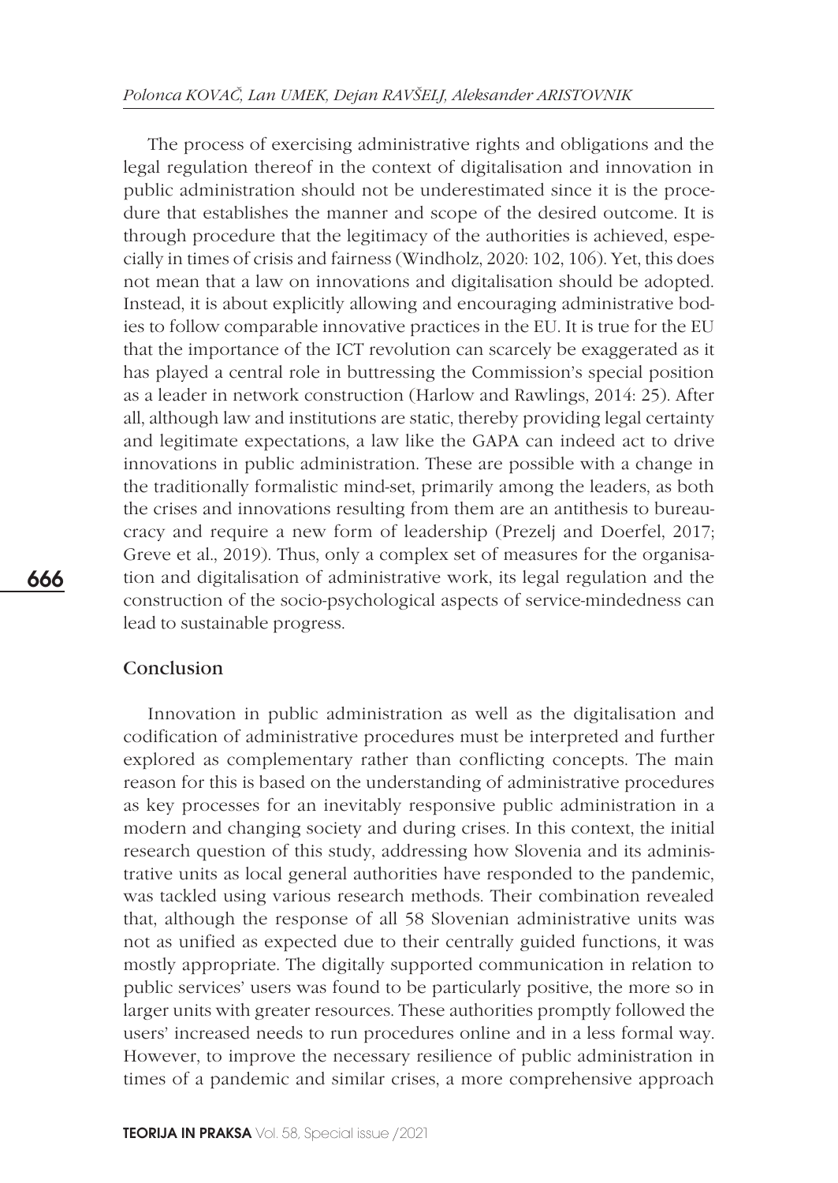The process of exercising administrative rights and obligations and the legal regulation thereof in the context of digitalisation and innovation in public administration should not be underestimated since it is the procedure that establishes the manner and scope of the desired outcome. It is through procedure that the legitimacy of the authorities is achieved, especially in times of crisis and fairness (Windholz, 2020: 102, 106). Yet, this does not mean that a law on innovations and digitalisation should be adopted. Instead, it is about explicitly allowing and encouraging administrative bodies to follow comparable innovative practices in the EU. It is true for the EU that the importance of the ICT revolution can scarcely be exaggerated as it has played a central role in buttressing the Commission's special position as a leader in network construction (Harlow and Rawlings, 2014: 25). After all, although law and institutions are static, thereby providing legal certainty and legitimate expectations, a law like the GAPA can indeed act to drive innovations in public administration. These are possible with a change in the traditionally formalistic mind-set, primarily among the leaders, as both the crises and innovations resulting from them are an antithesis to bureaucracy and require a new form of leadership (Prezelj and Doerfel, 2017; Greve et al., 2019). Thus, only a complex set of measures for the organisation and digitalisation of administrative work, its legal regulation and the construction of the socio-psychological aspects of service-mindedness can lead to sustainable progress.

## Conclusion

Innovation in public administration as well as the digitalisation and codification of administrative procedures must be interpreted and further explored as complementary rather than conflicting concepts. The main reason for this is based on the understanding of administrative procedures as key processes for an inevitably responsive public administration in a modern and changing society and during crises. In this context, the initial research question of this study, addressing how Slovenia and its administrative units as local general authorities have responded to the pandemic, was tackled using various research methods. Their combination revealed that, although the response of all 58 Slovenian administrative units was not as unified as expected due to their centrally guided functions, it was mostly appropriate. The digitally supported communication in relation to public services' users was found to be particularly positive, the more so in larger units with greater resources. These authorities promptly followed the users' increased needs to run procedures online and in a less formal way. However, to improve the necessary resilience of public administration in times of a pandemic and similar crises, a more comprehensive approach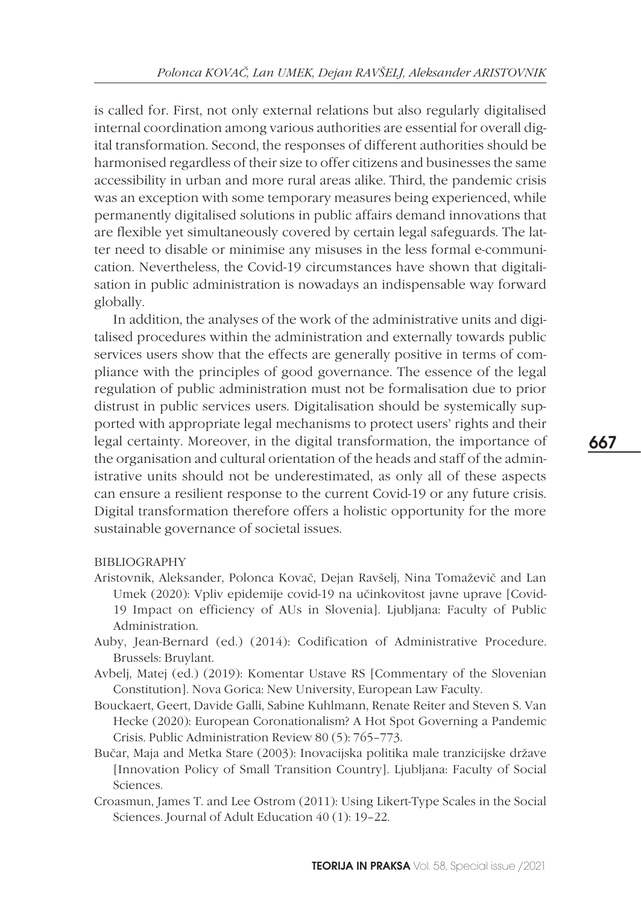is called for. First, not only external relations but also regularly digitalised internal coordination among various authorities are essential for overall digital transformation. Second, the responses of different authorities should be harmonised regardless of their size to offer citizens and businesses the same accessibility in urban and more rural areas alike. Third, the pandemic crisis was an exception with some temporary measures being experienced, while permanently digitalised solutions in public affairs demand innovations that are flexible yet simultaneously covered by certain legal safeguards. The latter need to disable or minimise any misuses in the less formal e-communication. Nevertheless, the Covid-19 circumstances have shown that digitalisation in public administration is nowadays an indispensable way forward globally.

In addition, the analyses of the work of the administrative units and digitalised procedures within the administration and externally towards public services users show that the effects are generally positive in terms of compliance with the principles of good governance. The essence of the legal regulation of public administration must not be formalisation due to prior distrust in public services users. Digitalisation should be systemically supported with appropriate legal mechanisms to protect users' rights and their legal certainty. Moreover, in the digital transformation, the importance of the organisation and cultural orientation of the heads and staff of the administrative units should not be underestimated, as only all of these aspects can ensure a resilient response to the current Covid-19 or any future crisis. Digital transformation therefore offers a holistic opportunity for the more sustainable governance of societal issues.

## BIBLIOGRAPHY

Aristovnik, Aleksander, Polonca Kovač, Dejan Ravšelj, Nina Tomaževič and Lan Umek (2020): Vpliv epidemije covid-19 na učinkovitost javne uprave [Covid-19 Impact on efficiency of AUs in Slovenia]. Ljubljana: Faculty of Public Administration.

Auby, Jean-Bernard (ed.) (2014): Codification of Administrative Procedure. Brussels: Bruylant.

Avbelj, Matej (ed.) (2019): Komentar Ustave RS [Commentary of the Slovenian Constitution]. Nova Gorica: New University, European Law Faculty.

Bouckaert, Geert, Davide Galli, Sabine Kuhlmann, Renate Reiter and Steven S. Van Hecke (2020): European Coronationalism? A Hot Spot Governing a Pandemic Crisis. Public Administration Review 80 (5): 765–773.

Bučar, Maja and Metka Stare (2003): Inovacijska politika male tranzicijske države [Innovation Policy of Small Transition Country]. Ljubljana: Faculty of Social Sciences.

Croasmun, James T. and Lee Ostrom (2011): Using Likert-Type Scales in the Social Sciences. Journal of Adult Education 40 (1): 19–22.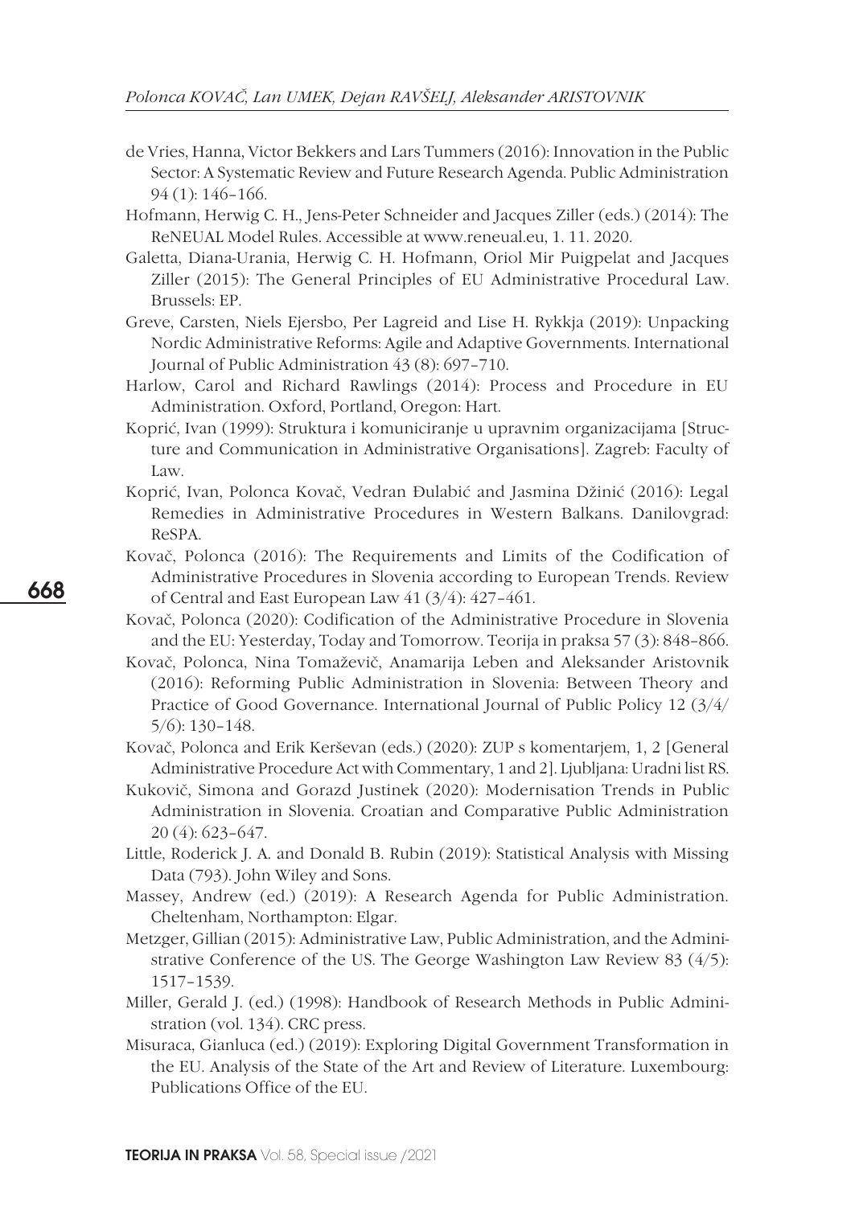de Vries, Hanna, Victor Bekkers and Lars Tummers (2016): Innovation in the Public Sector: A Systematic Review and Future Research Agenda. Public Administration 94 (1): 146–166.

Hofmann, Herwig C. H., Jens-Peter Schneider and Jacques Ziller (eds.) (2014): The ReNEUAL Model Rules. Accessible at www.reneual.eu, 1. 11. 2020.

Galetta, Diana-Urania, Herwig C. H. Hofmann, Oriol Mir Puigpelat and Jacques Ziller (2015): The General Principles of EU Administrative Procedural Law. Brussels: EP.

Greve, Carsten, Niels Ejersbo, Per Lagreid and Lise H. Rykkja (2019): Unpacking Nordic Administrative Reforms: Agile and Adaptive Governments. International Journal of Public Administration 43 (8): 697–710.

Harlow, Carol and Richard Rawlings (2014): Process and Procedure in EU Administration. Oxford, Portland, Oregon: Hart.

Koprić, Ivan (1999): Struktura i komuniciranje u upravnim organizacijama [Structure and Communication in Administrative Organisations]. Zagreb: Faculty of Law.

Koprić, Ivan, Polonca Kovač, Vedran Đulabić and Jasmina Džinić (2016): Legal Remedies in Administrative Procedures in Western Balkans. Danilovgrad: ReSPA.

Kovač, Polonca (2016): The Requirements and Limits of the Codification of Administrative Procedures in Slovenia according to European Trends. Review of Central and East European Law 41 (3/4): 427–461.

Kovač, Polonca (2020): Codification of the Administrative Procedure in Slovenia and the EU: Yesterday, Today and Tomorrow. Teorija in praksa 57 (3): 848–866.

Kovač, Polonca, Nina Tomaževič, Anamarija Leben and Aleksander Aristovnik (2016): Reforming Public Administration in Slovenia: Between Theory and Practice of Good Governance. International Journal of Public Policy 12 (3/4/5/6): 130–148.

Kovač, Polonca and Erik Kerševan (eds.) (2020): ZUP s komentarjem, 1, 2 [General Administrative Procedure Act with Commentary, 1 and 2]. Ljubljana: Uradni list RS.

Kukovič, Simona and Gorazd Justinek (2020): Modernisation Trends in Public Administration in Slovenia. Croatian and Comparative Public Administration 20 (4): 623–647.

Little, Roderick J. A. and Donald B. Rubin (2019): Statistical Analysis with Missing Data (793). John Wiley and Sons.

Massey, Andrew (ed.) (2019): A Research Agenda for Public Administration. Cheltenham, Northampton: Elgar.

Metzger, Gillian (2015): Administrative Law, Public Administration, and the Administrative Conference of the US. The George Washington Law Review 83 (4/5): 1517–1539.

Miller, Gerald J. (ed.) (1998): Handbook of Research Methods in Public Administration (vol. 134). CRC press.

Misuraca, Gianluca (ed.) (2019): Exploring Digital Government Transformation in the EU. Analysis of the State of the Art and Review of Literature. Luxembourg: Publications Office of the EU.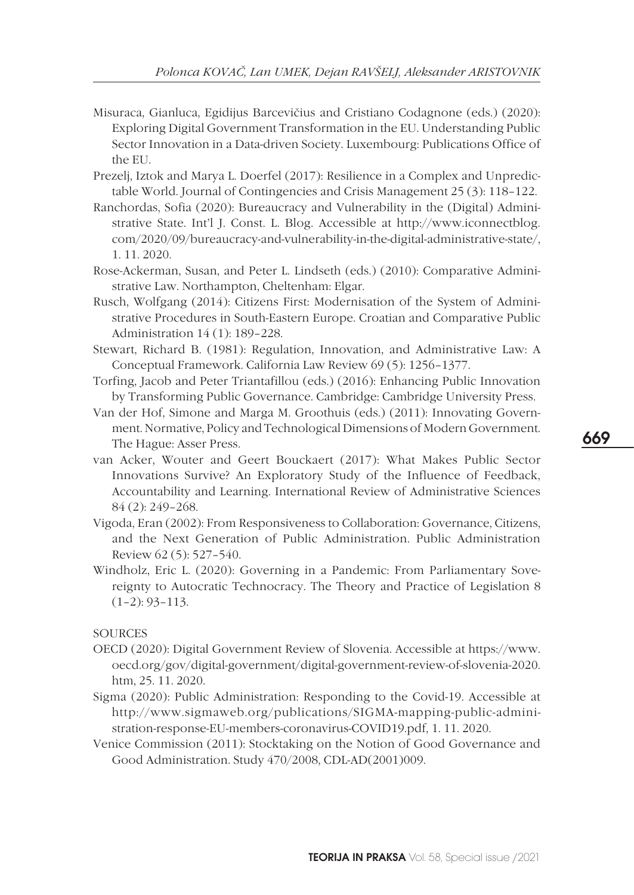Misuraca, Gianluca, Egidijus Barcevičius and Cristiano Codagnone (eds.) (2020): Exploring Digital Government Transformation in the EU. Understanding Public Sector Innovation in a Data-driven Society. Luxembourg: Publications Office of the EU.

Prezelj, Iztok and Marya L. Doerfel (2017): Resilience in a Complex and Unpredictable World. Journal of Contingencies and Crisis Management 25 (3): 118–122.

Ranchordas, Sofia (2020): Bureaucracy and Vulnerability in the (Digital) Administrative State. Int'l J. Const. L. Blog. Accessible at http://www.iconnectblog.com/2020/09/bureaucracy-and-vulnerability-in-the-digital-administrative-state/, 1. 11. 2020.

Rose-Ackerman, Susan, and Peter L. Lindseth (eds.) (2010): Comparative Administrative Law. Northampton, Cheltenham: Elgar.

Rusch, Wolfgang (2014): Citizens First: Modernisation of the System of Administrative Procedures in South-Eastern Europe. Croatian and Comparative Public Administration 14 (1): 189–228.

Stewart, Richard B. (1981): Regulation, Innovation, and Administrative Law: A Conceptual Framework. California Law Review 69 (5): 1256–1377.

Torfing, Jacob and Peter Triantafillou (eds.) (2016): Enhancing Public Innovation by Transforming Public Governance. Cambridge: Cambridge University Press.

Van der Hof, Simone and Marga M. Groothuis (eds.) (2011): Innovating Government. Normative, Policy and Technological Dimensions of Modern Government. The Hague: Asser Press.

van Acker, Wouter and Geert Bouckaert (2017): What Makes Public Sector Innovations Survive? An Exploratory Study of the Influence of Feedback, Accountability and Learning. International Review of Administrative Sciences 84 (2): 249–268.

Vigoda, Eran (2002): From Responsiveness to Collaboration: Governance, Citizens, and the Next Generation of Public Administration. Public Administration Review 62 (5): 527–540.

Windholz, Eric L. (2020): Governing in a Pandemic: From Parliamentary Sovereignty to Autocratic Technocracy. The Theory and Practice of Legislation 8 (1–2): 93–113.

SOURCES

OECD (2020): Digital Government Review of Slovenia. Accessible at https://www.oecd.org/gov/digital-government/digital-government-review-of-slovenia-2020.htm, 25. 11. 2020.

Sigma (2020): Public Administration: Responding to the Covid-19. Accessible at http://www.sigmaweb.org/publications/SIGMA-mapping-public-administration-response-EU-members-coronavirus-COVID19.pdf, 1. 11. 2020.

Venice Commission (2011): Stocktaking on the Notion of Good Governance and Good Administration. Study 470/2008, CDL-AD(2001)009.